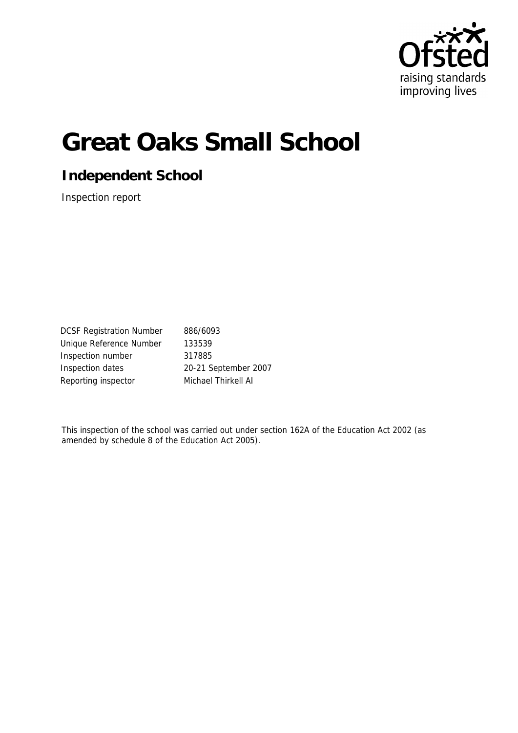Ofsted

raising standards
improving lives

# Great Oaks Small School

## Independent School

Inspection report

| | |
|---|---|
| DCSF Registration Number | 886/6093 |
| Unique Reference Number | 133539 |
| Inspection number | 317885 |
| Inspection dates | 20-21 September 2007 |
| Reporting inspector | Michael Thirkell AI |

This inspection of the school was carried out under section 162A of the Education Act 2002 (as amended by schedule 8 of the Education Act 2005).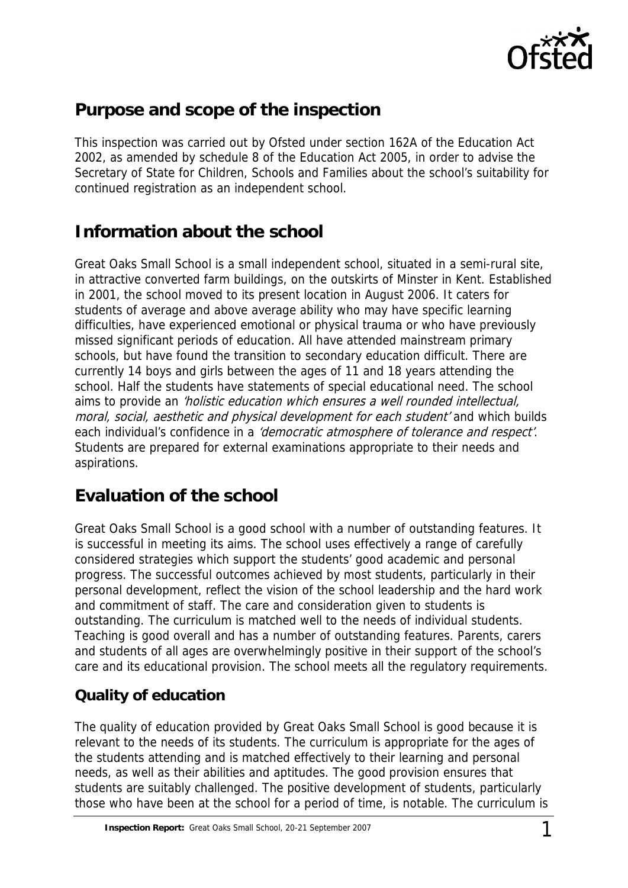## Purpose and scope of the inspection

This inspection was carried out by Ofsted under section 162A of the Education Act 2002, as amended by schedule 8 of the Education Act 2005, in order to advise the Secretary of State for Children, Schools and Families about the school's suitability for continued registration as an independent school.

## Information about the school

Great Oaks Small School is a small independent school, situated in a semi-rural site, in attractive converted farm buildings, on the outskirts of Minster in Kent. Established in 2001, the school moved to its present location in August 2006. It caters for students of average and above average ability who may have specific learning difficulties, have experienced emotional or physical trauma or who have previously missed significant periods of education. All have attended mainstream primary schools, but have found the transition to secondary education difficult. There are currently 14 boys and girls between the ages of 11 and 18 years attending the school. Half the students have statements of special educational need. The school aims to provide an *'holistic education which ensures a well rounded intellectual, moral, social, aesthetic and physical development for each student'* and which builds each individual's confidence in a *'democratic atmosphere of tolerance and respect'*. Students are prepared for external examinations appropriate to their needs and aspirations.

## Evaluation of the school

Great Oaks Small School is a good school with a number of outstanding features. It is successful in meeting its aims. The school uses effectively a range of carefully considered strategies which support the students' good academic and personal progress. The successful outcomes achieved by most students, particularly in their personal development, reflect the vision of the school leadership and the hard work and commitment of staff. The care and consideration given to students is outstanding. The curriculum is matched well to the needs of individual students. Teaching is good overall and has a number of outstanding features. Parents, carers and students of all ages are overwhelmingly positive in their support of the school's care and its educational provision. The school meets all the regulatory requirements.

### Quality of education

The quality of education provided by Great Oaks Small School is good because it is relevant to the needs of its students. The curriculum is appropriate for the ages of the students attending and is matched effectively to their learning and personal needs, as well as their abilities and aptitudes. The good provision ensures that students are suitably challenged. The positive development of students, particularly those who have been at the school for a period of time, is notable. The curriculum is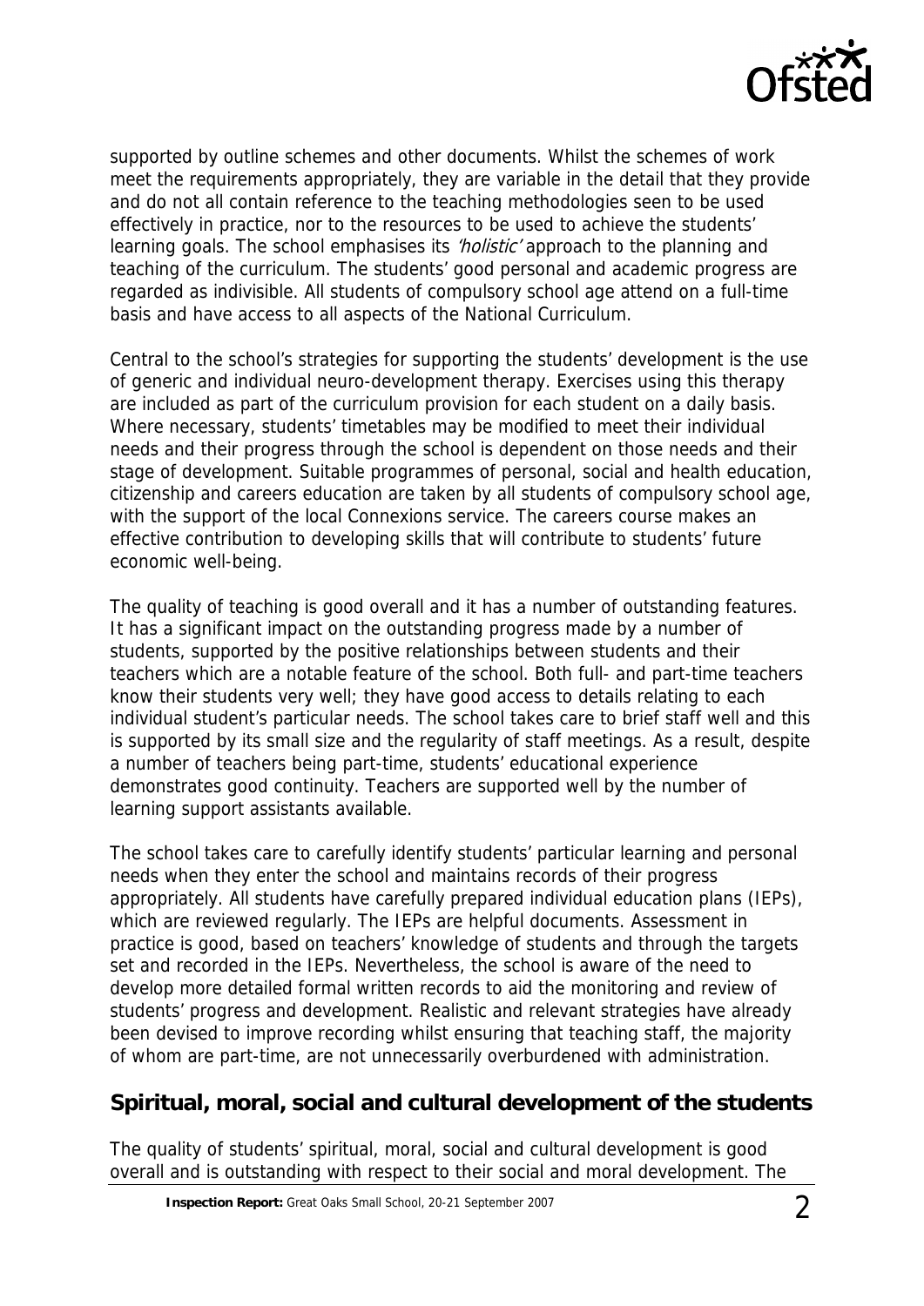supported by outline schemes and other documents. Whilst the schemes of work meet the requirements appropriately, they are variable in the detail that they provide and do not all contain reference to the teaching methodologies seen to be used effectively in practice, nor to the resources to be used to achieve the students' learning goals. The school emphasises its *'holistic'* approach to the planning and teaching of the curriculum. The students' good personal and academic progress are regarded as indivisible. All students of compulsory school age attend on a full-time basis and have access to all aspects of the National Curriculum.

Central to the school's strategies for supporting the students' development is the use of generic and individual neuro-development therapy. Exercises using this therapy are included as part of the curriculum provision for each student on a daily basis. Where necessary, students' timetables may be modified to meet their individual needs and their progress through the school is dependent on those needs and their stage of development. Suitable programmes of personal, social and health education, citizenship and careers education are taken by all students of compulsory school age, with the support of the local Connexions service. The careers course makes an effective contribution to developing skills that will contribute to students' future economic well-being.

The quality of teaching is good overall and it has a number of outstanding features. It has a significant impact on the outstanding progress made by a number of students, supported by the positive relationships between students and their teachers which are a notable feature of the school. Both full- and part-time teachers know their students very well; they have good access to details relating to each individual student's particular needs. The school takes care to brief staff well and this is supported by its small size and the regularity of staff meetings. As a result, despite a number of teachers being part-time, students' educational experience demonstrates good continuity. Teachers are supported well by the number of learning support assistants available.

The school takes care to carefully identify students' particular learning and personal needs when they enter the school and maintains records of their progress appropriately. All students have carefully prepared individual education plans (IEPs), which are reviewed regularly. The IEPs are helpful documents. Assessment in practice is good, based on teachers' knowledge of students and through the targets set and recorded in the IEPs. Nevertheless, the school is aware of the need to develop more detailed formal written records to aid the monitoring and review of students' progress and development. Realistic and relevant strategies have already been devised to improve recording whilst ensuring that teaching staff, the majority of whom are part-time, are not unnecessarily overburdened with administration.

## Spiritual, moral, social and cultural development of the students

The quality of students' spiritual, moral, social and cultural development is good overall and is outstanding with respect to their social and moral development. The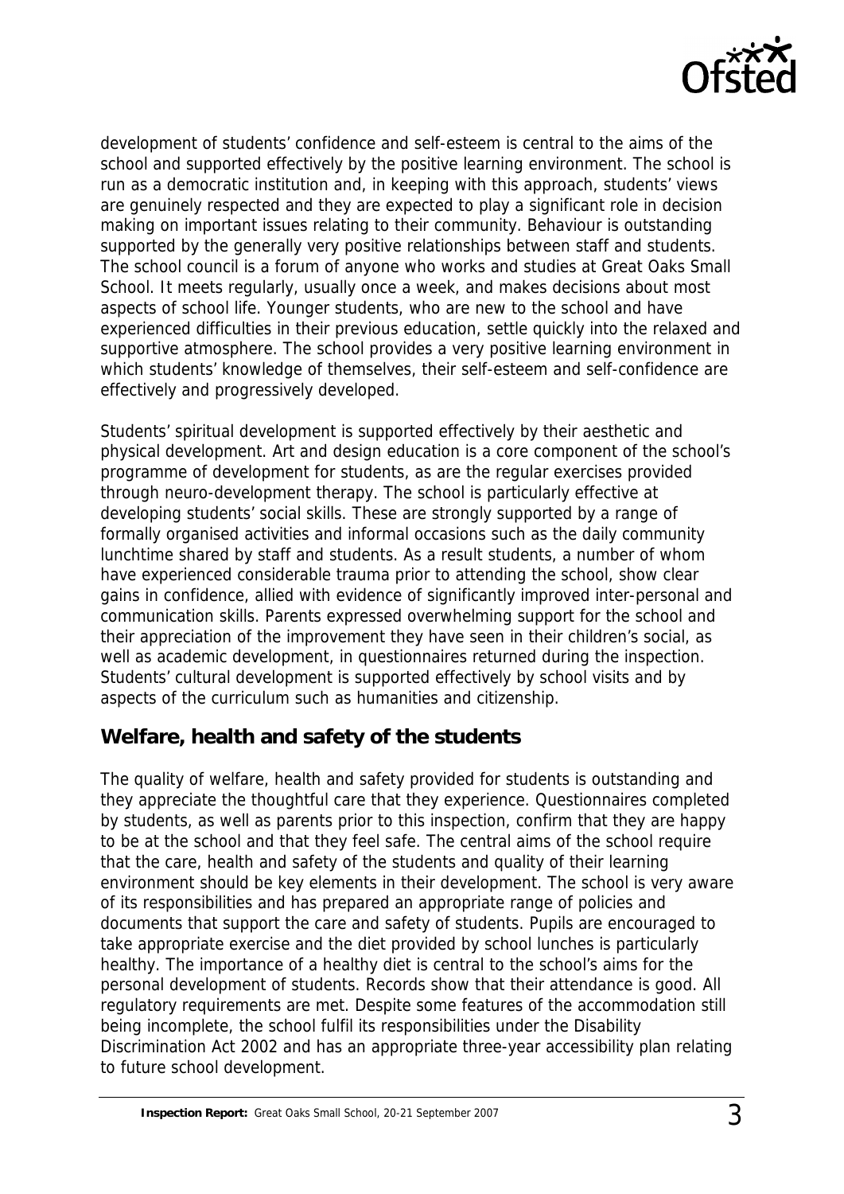development of students' confidence and self-esteem is central to the aims of the school and supported effectively by the positive learning environment. The school is run as a democratic institution and, in keeping with this approach, students' views are genuinely respected and they are expected to play a significant role in decision making on important issues relating to their community. Behaviour is outstanding supported by the generally very positive relationships between staff and students. The school council is a forum of anyone who works and studies at Great Oaks Small School. It meets regularly, usually once a week, and makes decisions about most aspects of school life. Younger students, who are new to the school and have experienced difficulties in their previous education, settle quickly into the relaxed and supportive atmosphere. The school provides a very positive learning environment in which students' knowledge of themselves, their self-esteem and self-confidence are effectively and progressively developed.

Students' spiritual development is supported effectively by their aesthetic and physical development. Art and design education is a core component of the school's programme of development for students, as are the regular exercises provided through neuro-development therapy. The school is particularly effective at developing students' social skills. These are strongly supported by a range of formally organised activities and informal occasions such as the daily community lunchtime shared by staff and students. As a result students, a number of whom have experienced considerable trauma prior to attending the school, show clear gains in confidence, allied with evidence of significantly improved inter-personal and communication skills. Parents expressed overwhelming support for the school and their appreciation of the improvement they have seen in their children's social, as well as academic development, in questionnaires returned during the inspection. Students' cultural development is supported effectively by school visits and by aspects of the curriculum such as humanities and citizenship.

## Welfare, health and safety of the students

The quality of welfare, health and safety provided for students is outstanding and they appreciate the thoughtful care that they experience. Questionnaires completed by students, as well as parents prior to this inspection, confirm that they are happy to be at the school and that they feel safe. The central aims of the school require that the care, health and safety of the students and quality of their learning environment should be key elements in their development. The school is very aware of its responsibilities and has prepared an appropriate range of policies and documents that support the care and safety of students. Pupils are encouraged to take appropriate exercise and the diet provided by school lunches is particularly healthy. The importance of a healthy diet is central to the school's aims for the personal development of students. Records show that their attendance is good. All regulatory requirements are met. Despite some features of the accommodation still being incomplete, the school fulfil its responsibilities under the Disability Discrimination Act 2002 and has an appropriate three-year accessibility plan relating to future school development.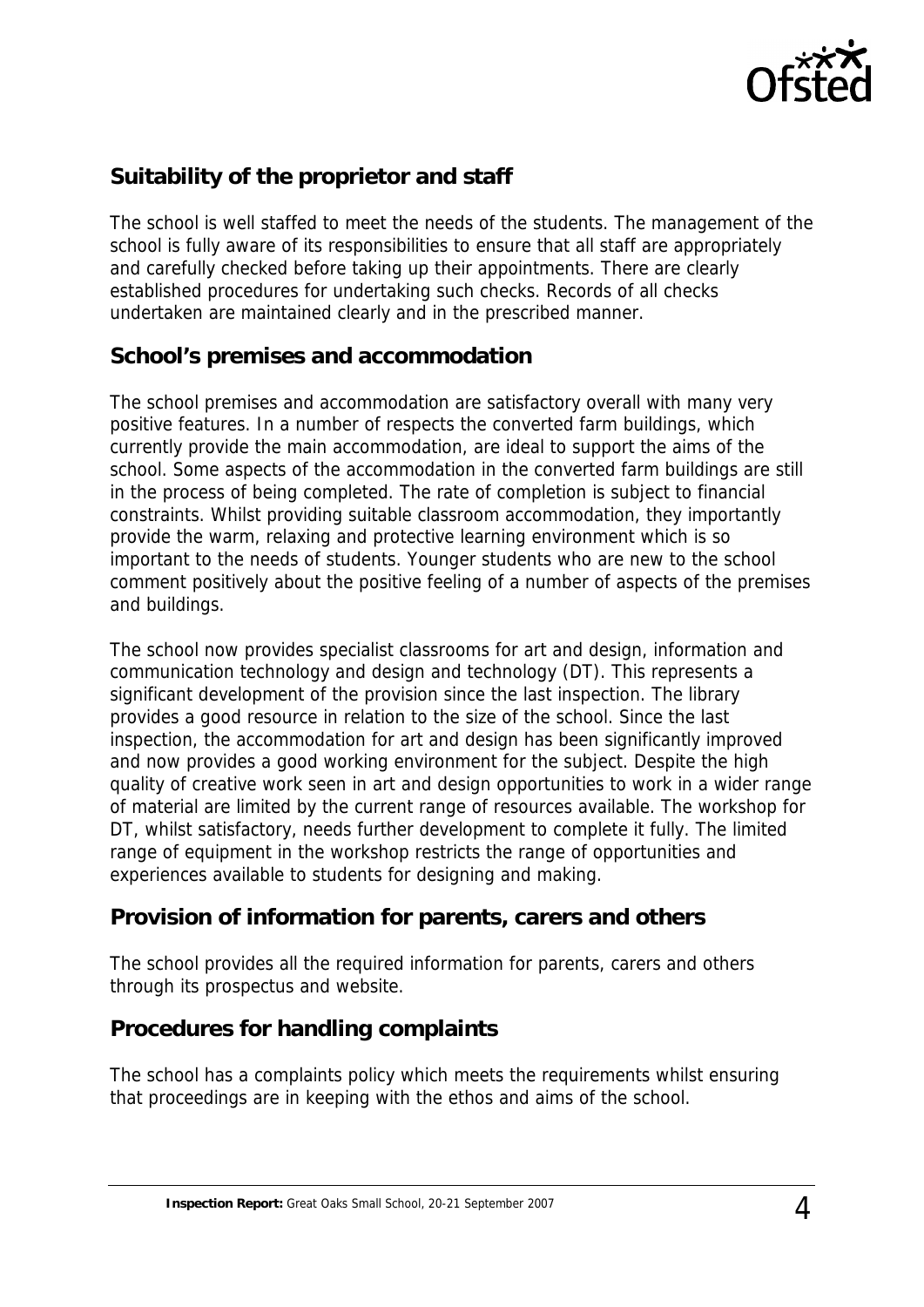## Suitability of the proprietor and staff

The school is well staffed to meet the needs of the students. The management of the school is fully aware of its responsibilities to ensure that all staff are appropriately and carefully checked before taking up their appointments. There are clearly established procedures for undertaking such checks. Records of all checks undertaken are maintained clearly and in the prescribed manner.

## School's premises and accommodation

The school premises and accommodation are satisfactory overall with many very positive features. In a number of respects the converted farm buildings, which currently provide the main accommodation, are ideal to support the aims of the school. Some aspects of the accommodation in the converted farm buildings are still in the process of being completed. The rate of completion is subject to financial constraints. Whilst providing suitable classroom accommodation, they importantly provide the warm, relaxing and protective learning environment which is so important to the needs of students. Younger students who are new to the school comment positively about the positive feeling of a number of aspects of the premises and buildings.

The school now provides specialist classrooms for art and design, information and communication technology and design and technology (DT). This represents a significant development of the provision since the last inspection. The library provides a good resource in relation to the size of the school. Since the last inspection, the accommodation for art and design has been significantly improved and now provides a good working environment for the subject. Despite the high quality of creative work seen in art and design opportunities to work in a wider range of material are limited by the current range of resources available. The workshop for DT, whilst satisfactory, needs further development to complete it fully. The limited range of equipment in the workshop restricts the range of opportunities and experiences available to students for designing and making.

## Provision of information for parents, carers and others

The school provides all the required information for parents, carers and others through its prospectus and website.

## Procedures for handling complaints

The school has a complaints policy which meets the requirements whilst ensuring that proceedings are in keeping with the ethos and aims of the school.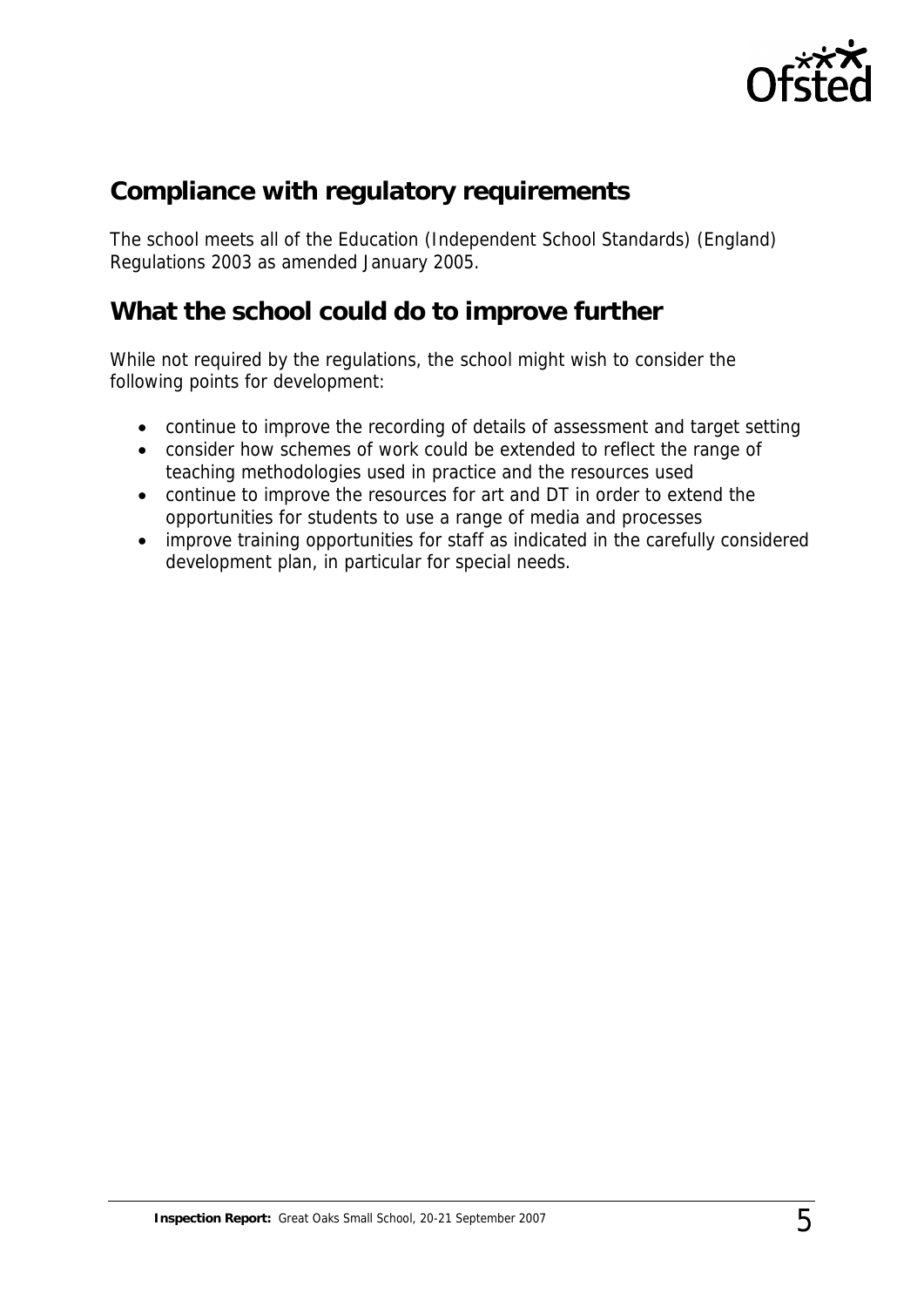## Compliance with regulatory requirements

The school meets all of the Education (Independent School Standards) (England) Regulations 2003 as amended January 2005.

## What the school could do to improve further

While not required by the regulations, the school might wish to consider the following points for development:

- continue to improve the recording of details of assessment and target setting
- consider how schemes of work could be extended to reflect the range of teaching methodologies used in practice and the resources used
- continue to improve the resources for art and DT in order to extend the opportunities for students to use a range of media and processes
- improve training opportunities for staff as indicated in the carefully considered development plan, in particular for special needs.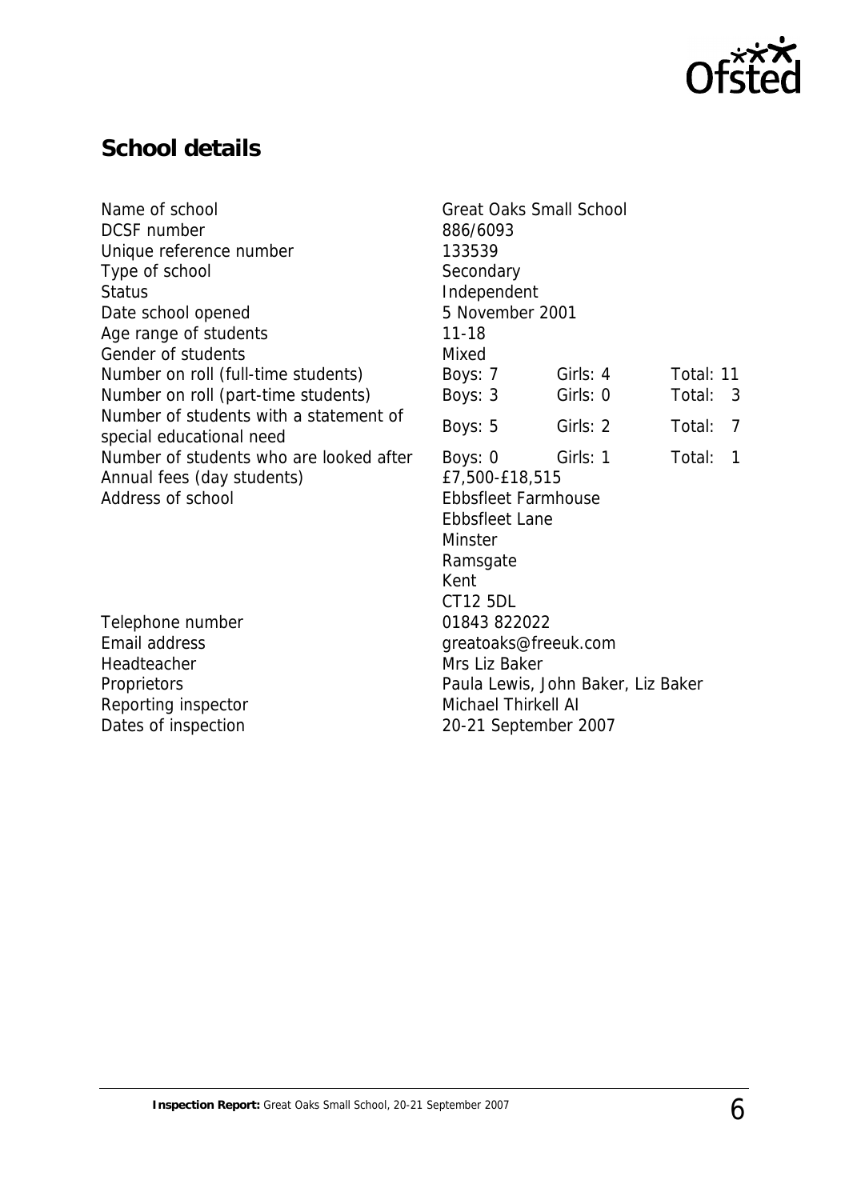## School details

| | | | |
|---|---|---|---|
| Name of school | Great Oaks Small School | | |
| DCSF number | 886/6093 | | |
| Unique reference number | 133539 | | |
| Type of school | Secondary | | |
| Status | Independent | | |
| Date school opened | 5 November 2001 | | |
| Age range of students | 11-18 | | |
| Gender of students | Mixed | | |
| Number on roll (full-time students) | Boys: 7 | Girls: 4 | Total: 11 |
| Number on roll (part-time students) | Boys: 3 | Girls: 0 | Total: 3 |
| Number of students with a statement of special educational need | Boys: 5 | Girls: 2 | Total: 7 |
| Number of students who are looked after | Boys: 0 | Girls: 1 | Total: 1 |
| Annual fees (day students) | £7,500-£18,515 | | |
| Address of school | Ebbsfleet Farmhouse<br>Ebbsfleet Lane<br>Minster<br>Ramsgate<br>Kent<br>CT12 5DL | | |
| Telephone number | 01843 822022 | | |
| Email address | greatoaks@freeuk.com | | |
| Headteacher | Mrs Liz Baker | | |
| Proprietors | Paula Lewis, John Baker, Liz Baker | | |
| Reporting inspector | Michael Thirkell AI | | |
| Dates of inspection | 20-21 September 2007 | | |